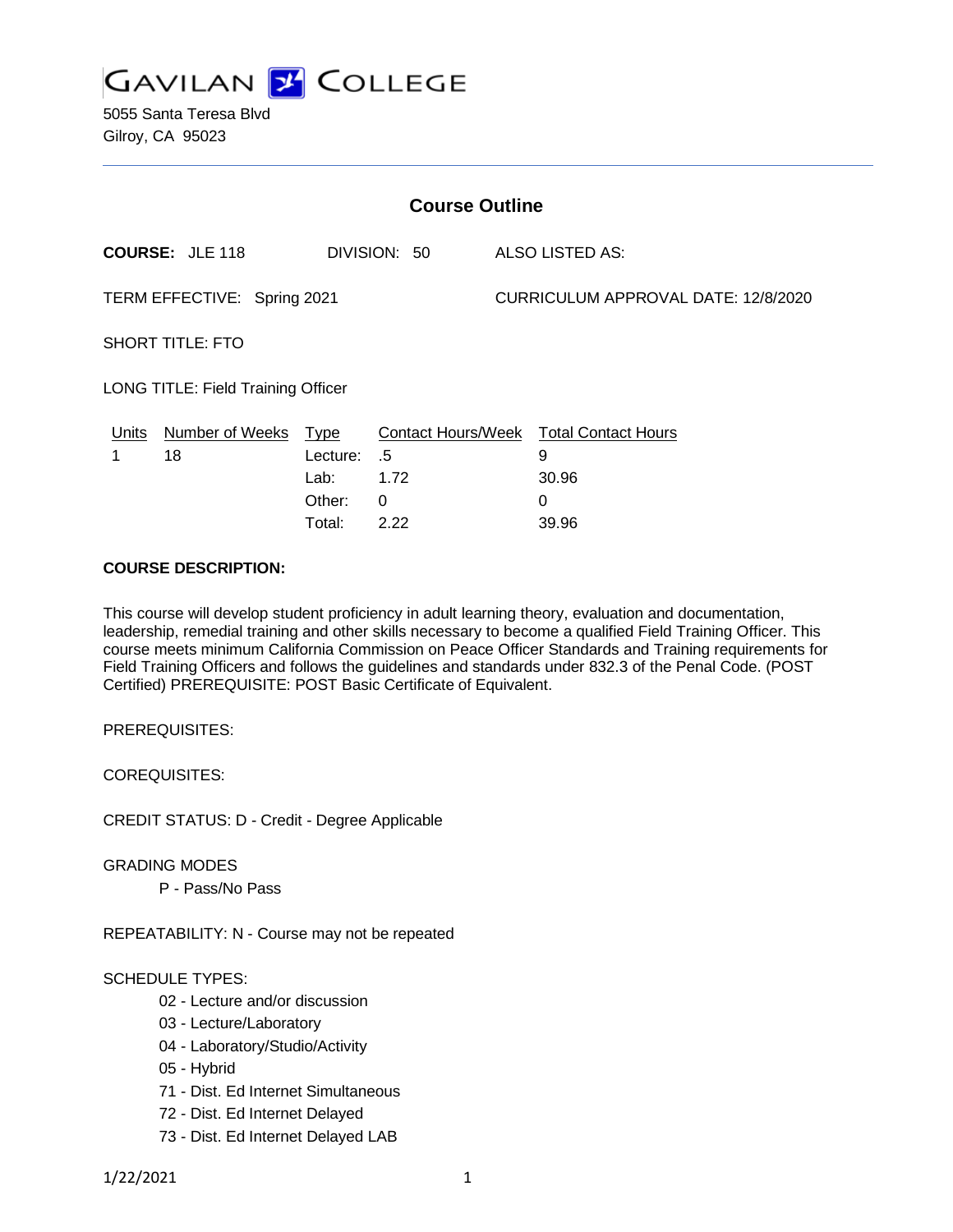# GAVILAN COLLEGE

5055 Santa Teresa Blvd
Gilroy, CA 95023

## Course Outline

**COURSE:** JLE 118 DIVISION: 50 ALSO LISTED AS:

TERM EFFECTIVE: Spring 2021 CURRICULUM APPROVAL DATE: 12/8/2020

SHORT TITLE: FTO

LONG TITLE: Field Training Officer

| Units | Number of Weeks | Type | Contact Hours/Week | Total Contact Hours |
|---|---|---|---|---|
| 1 | 18 | Lecture: | .5 | 9 |
| | | Lab: | 1.72 | 30.96 |
| | | Other: | 0 | 0 |
| | | Total: | 2.22 | 39.96 |

**COURSE DESCRIPTION:**

This course will develop student proficiency in adult learning theory, evaluation and documentation, leadership, remedial training and other skills necessary to become a qualified Field Training Officer. This course meets minimum California Commission on Peace Officer Standards and Training requirements for Field Training Officers and follows the guidelines and standards under 832.3 of the Penal Code. (POST Certified) PREREQUISITE: POST Basic Certificate of Equivalent.

PREREQUISITES:

COREQUISITES:

CREDIT STATUS: D - Credit - Degree Applicable

GRADING MODES

- P - Pass/No Pass

REPEATABILITY: N - Course may not be repeated

SCHEDULE TYPES:

- 02 - Lecture and/or discussion
- 03 - Lecture/Laboratory
- 04 - Laboratory/Studio/Activity
- 05 - Hybrid
- 71 - Dist. Ed Internet Simultaneous
- 72 - Dist. Ed Internet Delayed
- 73 - Dist. Ed Internet Delayed LAB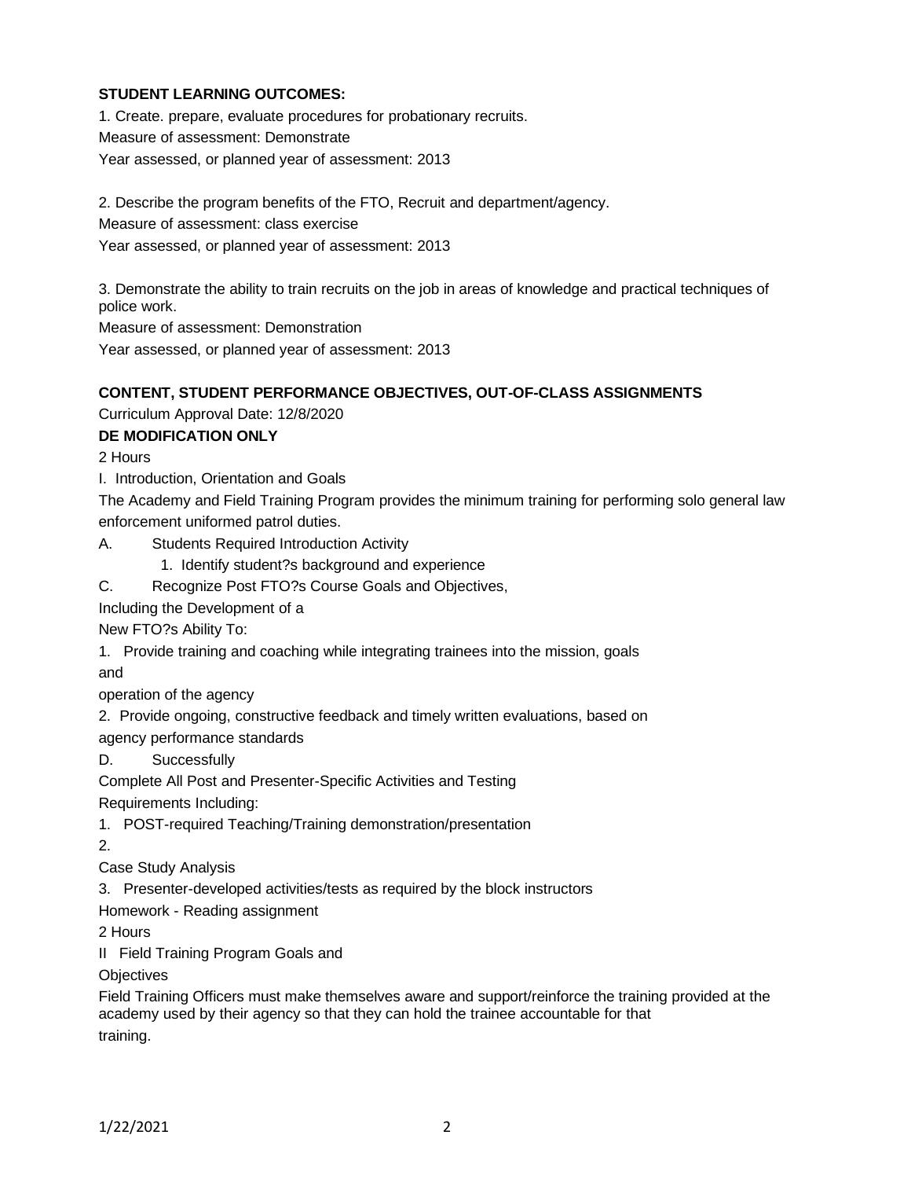**STUDENT LEARNING OUTCOMES:**

1. Create. prepare, evaluate procedures for probationary recruits.
Measure of assessment: Demonstrate
Year assessed, or planned year of assessment: 2013

2. Describe the program benefits of the FTO, Recruit and department/agency.
Measure of assessment: class exercise
Year assessed, or planned year of assessment: 2013

3. Demonstrate the ability to train recruits on the job in areas of knowledge and practical techniques of police work.
Measure of assessment: Demonstration
Year assessed, or planned year of assessment: 2013

**CONTENT, STUDENT PERFORMANCE OBJECTIVES, OUT-OF-CLASS ASSIGNMENTS**

Curriculum Approval Date: 12/8/2020

**DE MODIFICATION ONLY**

2 Hours

I. Introduction, Orientation and Goals

The Academy and Field Training Program provides the minimum training for performing solo general law enforcement uniformed patrol duties.

A. Students Required Introduction Activity

1. Identify student?s background and experience

C. Recognize Post FTO?s Course Goals and Objectives,
Including the Development of a
New FTO?s Ability To:

1. Provide training and coaching while integrating trainees into the mission, goals
and
operation of the agency

2. Provide ongoing, constructive feedback and timely written evaluations, based on
agency performance standards

D. Successfully
Complete All Post and Presenter-Specific Activities and Testing
Requirements Including:

1. POST-required Teaching/Training demonstration/presentation

2.
Case Study Analysis

3. Presenter-developed activities/tests as required by the block instructors

Homework - Reading assignment

2 Hours

II Field Training Program Goals and
Objectives

Field Training Officers must make themselves aware and support/reinforce the training provided at the academy used by their agency so that they can hold the trainee accountable for that
training.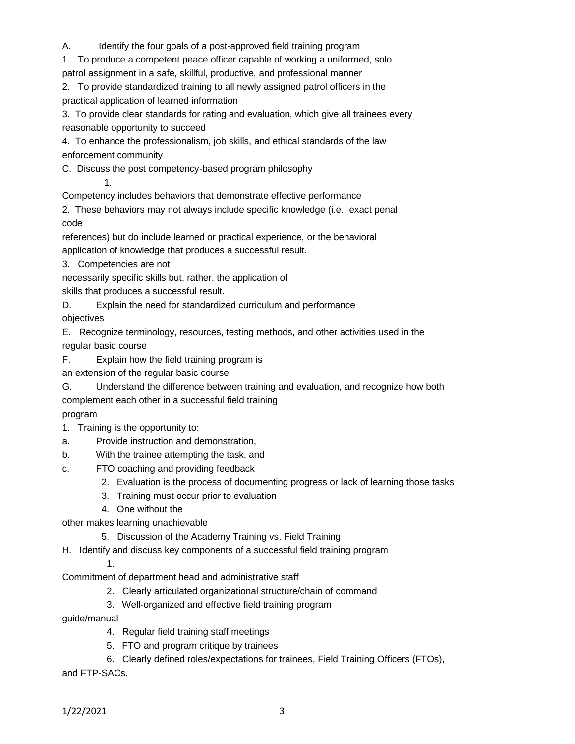A. Identify the four goals of a post-approved field training program

1. To produce a competent peace officer capable of working a uniformed, solo patrol assignment in a safe, skillful, productive, and professional manner
2. To provide standardized training to all newly assigned patrol officers in the practical application of learned information
3. To provide clear standards for rating and evaluation, which give all trainees every reasonable opportunity to succeed
4. To enhance the professionalism, job skills, and ethical standards of the law enforcement community

C. Discuss the post competency-based program philosophy

1. Competency includes behaviors that demonstrate effective performance
2. These behaviors may not always include specific knowledge (i.e., exact penal code references) but do include learned or practical experience, or the behavioral application of knowledge that produces a successful result.
3. Competencies are not necessarily specific skills but, rather, the application of skills that produces a successful result.

D. Explain the need for standardized curriculum and performance objectives

E. Recognize terminology, resources, testing methods, and other activities used in the regular basic course

F. Explain how the field training program is an extension of the regular basic course

G. Understand the difference between training and evaluation, and recognize how both complement each other in a successful field training program

1. Training is the opportunity to:
   a. Provide instruction and demonstration,
   b. With the trainee attempting the task, and
   c. FTO coaching and providing feedback
2. Evaluation is the process of documenting progress or lack of learning those tasks
3. Training must occur prior to evaluation
4. One without the other makes learning unachievable
5. Discussion of the Academy Training vs. Field Training

H. Identify and discuss key components of a successful field training program

1. Commitment of department head and administrative staff
2. Clearly articulated organizational structure/chain of command
3. Well-organized and effective field training program guide/manual
4. Regular field training staff meetings
5. FTO and program critique by trainees
6. Clearly defined roles/expectations for trainees, Field Training Officers (FTOs), and FTP-SACs.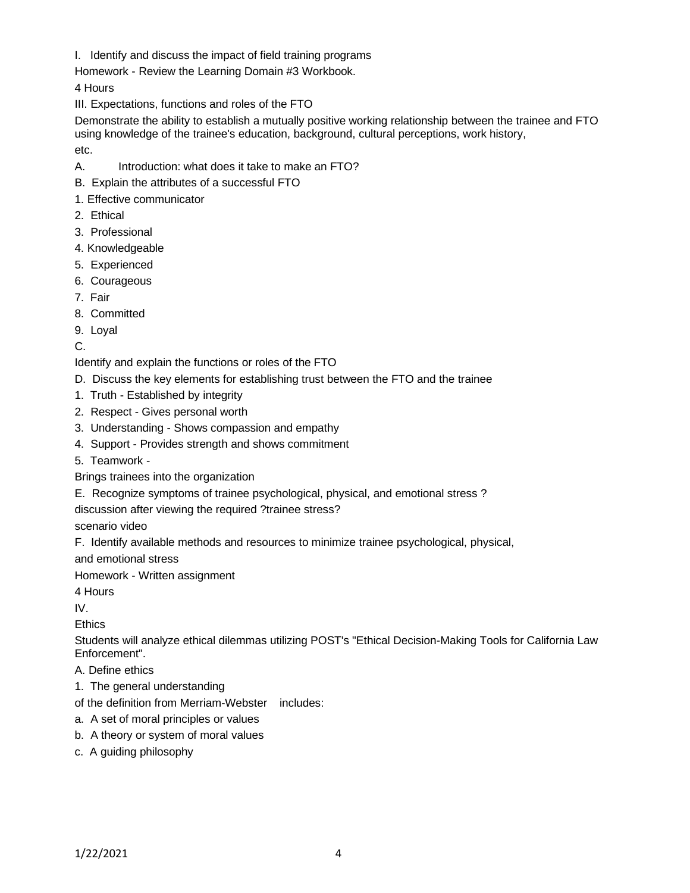I. Identify and discuss the impact of field training programs

Homework - Review the Learning Domain #3 Workbook.

4 Hours

III. Expectations, functions and roles of the FTO

Demonstrate the ability to establish a mutually positive working relationship between the trainee and FTO using knowledge of the trainee's education, background, cultural perceptions, work history, etc.

A. Introduction: what does it take to make an FTO?

B. Explain the attributes of a successful FTO

1. Effective communicator
2. Ethical
3. Professional
4. Knowledgeable
5. Experienced
6. Courageous
7. Fair
8. Committed
9. Loyal

C. Identify and explain the functions or roles of the FTO

D. Discuss the key elements for establishing trust between the FTO and the trainee

1. Truth - Established by integrity
2. Respect - Gives personal worth
3. Understanding - Shows compassion and empathy
4. Support - Provides strength and shows commitment
5. Teamwork - Brings trainees into the organization

E. Recognize symptoms of trainee psychological, physical, and emotional stress ? discussion after viewing the required ?trainee stress? scenario video

F. Identify available methods and resources to minimize trainee psychological, physical, and emotional stress

Homework - Written assignment

4 Hours

IV. Ethics

Students will analyze ethical dilemmas utilizing POST's "Ethical Decision-Making Tools for California Law Enforcement".

A. Define ethics

1. The general understanding of the definition from Merriam-Webster includes:

a. A set of moral principles or values

b. A theory or system of moral values

c. A guiding philosophy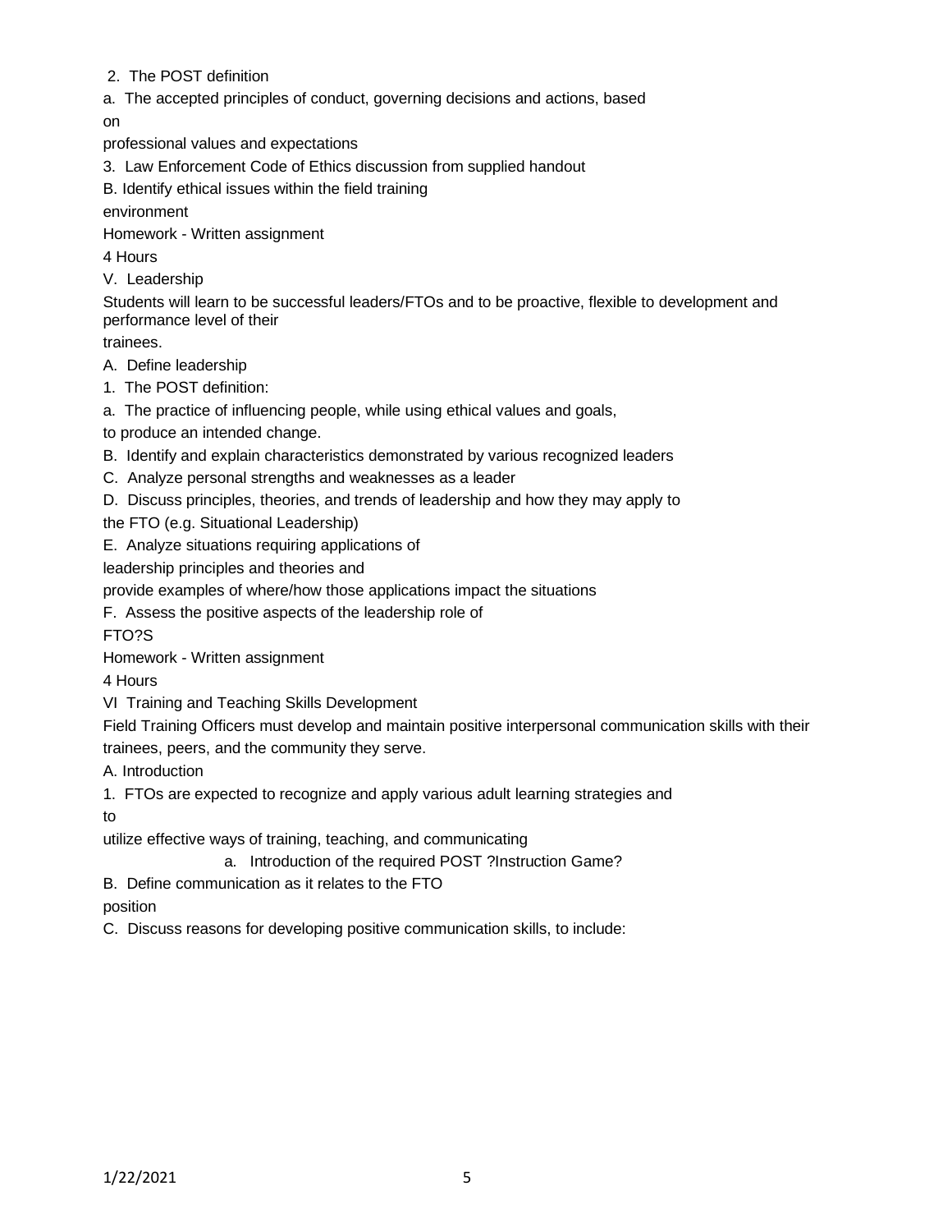2. The POST definition

a. The accepted principles of conduct, governing decisions and actions, based on professional values and expectations

3. Law Enforcement Code of Ethics discussion from supplied handout

B. Identify ethical issues within the field training environment

Homework - Written assignment

4 Hours

V. Leadership

Students will learn to be successful leaders/FTOs and to be proactive, flexible to development and performance level of their trainees.

A. Define leadership

1. The POST definition:

a. The practice of influencing people, while using ethical values and goals, to produce an intended change.

B. Identify and explain characteristics demonstrated by various recognized leaders

C. Analyze personal strengths and weaknesses as a leader

D. Discuss principles, theories, and trends of leadership and how they may apply to the FTO (e.g. Situational Leadership)

E. Analyze situations requiring applications of leadership principles and theories and provide examples of where/how those applications impact the situations

F. Assess the positive aspects of the leadership role of FTO?S

Homework - Written assignment

4 Hours

VI Training and Teaching Skills Development

Field Training Officers must develop and maintain positive interpersonal communication skills with their trainees, peers, and the community they serve.

A. Introduction

1. FTOs are expected to recognize and apply various adult learning strategies and to utilize effective ways of training, teaching, and communicating

a. Introduction of the required POST ?Instruction Game?

B. Define communication as it relates to the FTO position

C. Discuss reasons for developing positive communication skills, to include: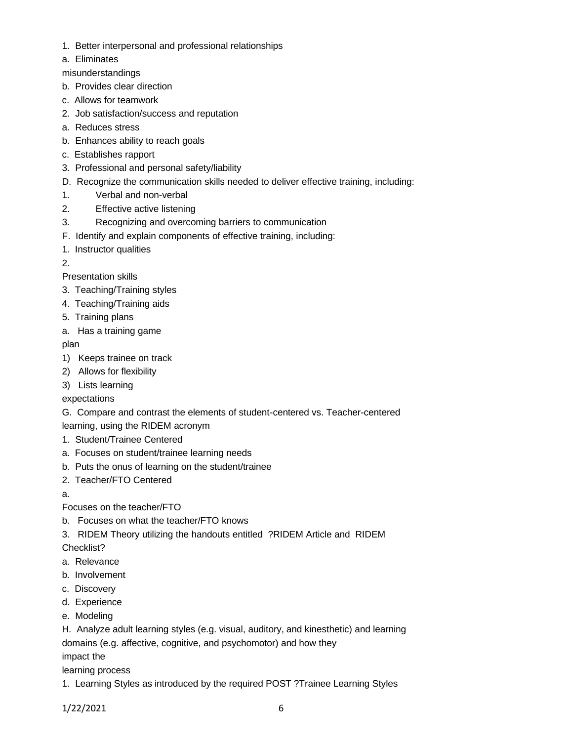1. Better interpersonal and professional relationships
   a. Eliminates misunderstandings
   b. Provides clear direction
   c. Allows for teamwork
2. Job satisfaction/success and reputation
   a. Reduces stress
   b. Enhances ability to reach goals
   c. Establishes rapport
3. Professional and personal safety/liability

D. Recognize the communication skills needed to deliver effective training, including:

1. Verbal and non-verbal
2. Effective active listening
3. Recognizing and overcoming barriers to communication

F. Identify and explain components of effective training, including:

1. Instructor qualities
2. Presentation skills
3. Teaching/Training styles
4. Teaching/Training aids
5. Training plans
   a. Has a training game plan
      1) Keeps trainee on track
      2) Allows for flexibility
      3) Lists learning expectations

G. Compare and contrast the elements of student-centered vs. Teacher-centered learning, using the RIDEM acronym

1. Student/Trainee Centered
   a. Focuses on student/trainee learning needs
   b. Puts the onus of learning on the student/trainee
2. Teacher/FTO Centered
   a. Focuses on the teacher/FTO
   b. Focuses on what the teacher/FTO knows
3. RIDEM Theory utilizing the handouts entitled ?RIDEM Article and RIDEM Checklist?
   a. Relevance
   b. Involvement
   c. Discovery
   d. Experience
   e. Modeling

H. Analyze adult learning styles (e.g. visual, auditory, and kinesthetic) and learning domains (e.g. affective, cognitive, and psychomotor) and how they impact the learning process

1. Learning Styles as introduced by the required POST ?Trainee Learning Styles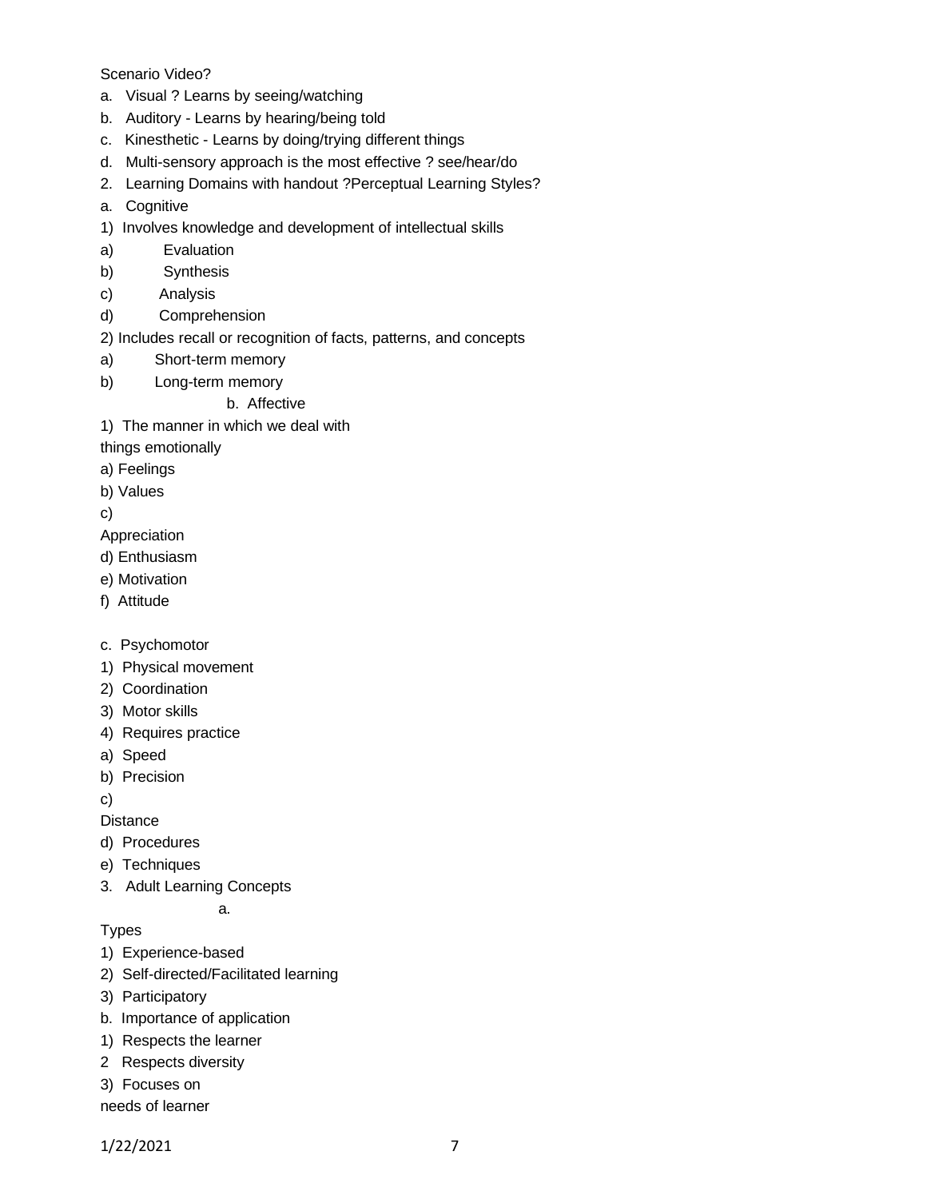Scenario Video?

a. Visual ? Learns by seeing/watching

b. Auditory - Learns by hearing/being told

c. Kinesthetic - Learns by doing/trying different things

d. Multi-sensory approach is the most effective ? see/hear/do

2. Learning Domains with handout ?Perceptual Learning Styles?

a. Cognitive

1) Involves knowledge and development of intellectual skills

a) Evaluation

b) Synthesis

c) Analysis

d) Comprehension

2) Includes recall or recognition of facts, patterns, and concepts

a) Short-term memory

b) Long-term memory

b. Affective

1) The manner in which we deal with things emotionally

a) Feelings

b) Values

c) Appreciation

d) Enthusiasm

e) Motivation

f) Attitude

c. Psychomotor

1) Physical movement

2) Coordination

3) Motor skills

4) Requires practice

a) Speed

b) Precision

c) Distance

d) Procedures

e) Techniques

3. Adult Learning Concepts

a. Types

1) Experience-based

2) Self-directed/Facilitated learning

3) Participatory

b. Importance of application

1) Respects the learner

2 Respects diversity

3) Focuses on needs of learner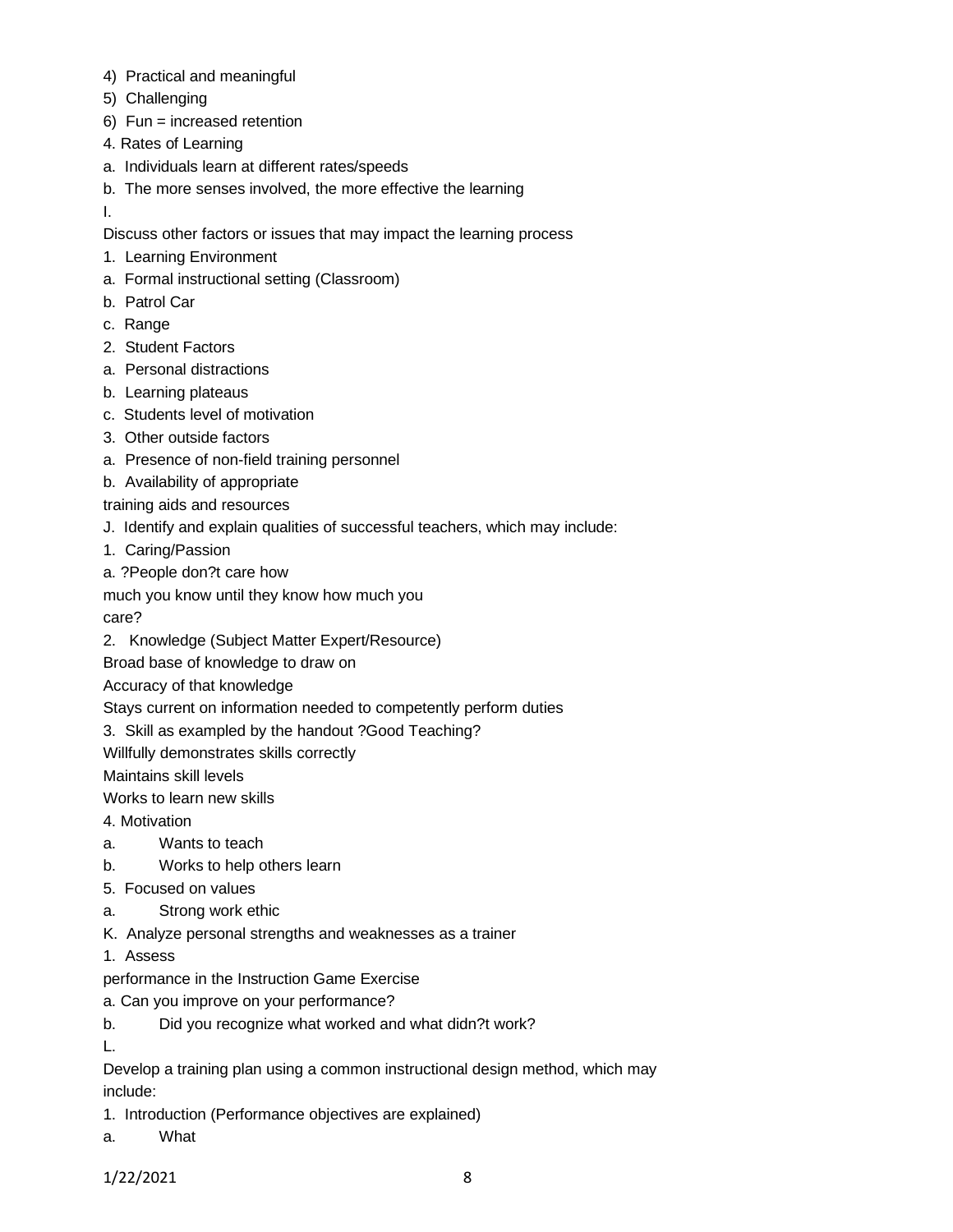4) Practical and meaningful

5) Challenging

6) Fun = increased retention

4. Rates of Learning

a. Individuals learn at different rates/speeds

b. The more senses involved, the more effective the learning

I.

Discuss other factors or issues that may impact the learning process

1. Learning Environment

a. Formal instructional setting (Classroom)

b. Patrol Car

c. Range

2. Student Factors

a. Personal distractions

b. Learning plateaus

c. Students level of motivation

3. Other outside factors

a. Presence of non-field training personnel

b. Availability of appropriate training aids and resources

J. Identify and explain qualities of successful teachers, which may include:

1. Caring/Passion

a. ?People don?t care how much you know until they know how much you care?

2. Knowledge (Subject Matter Expert/Resource)

Broad base of knowledge to draw on

Accuracy of that knowledge

Stays current on information needed to competently perform duties

3. Skill as exampled by the handout ?Good Teaching?

Willfully demonstrates skills correctly

Maintains skill levels

Works to learn new skills

4. Motivation

a. Wants to teach

b. Works to help others learn

5. Focused on values

a. Strong work ethic

K. Analyze personal strengths and weaknesses as a trainer

1. Assess performance in the Instruction Game Exercise

a. Can you improve on your performance?

b. Did you recognize what worked and what didn?t work?

L.

Develop a training plan using a common instructional design method, which may include:

1. Introduction (Performance objectives are explained)

a. What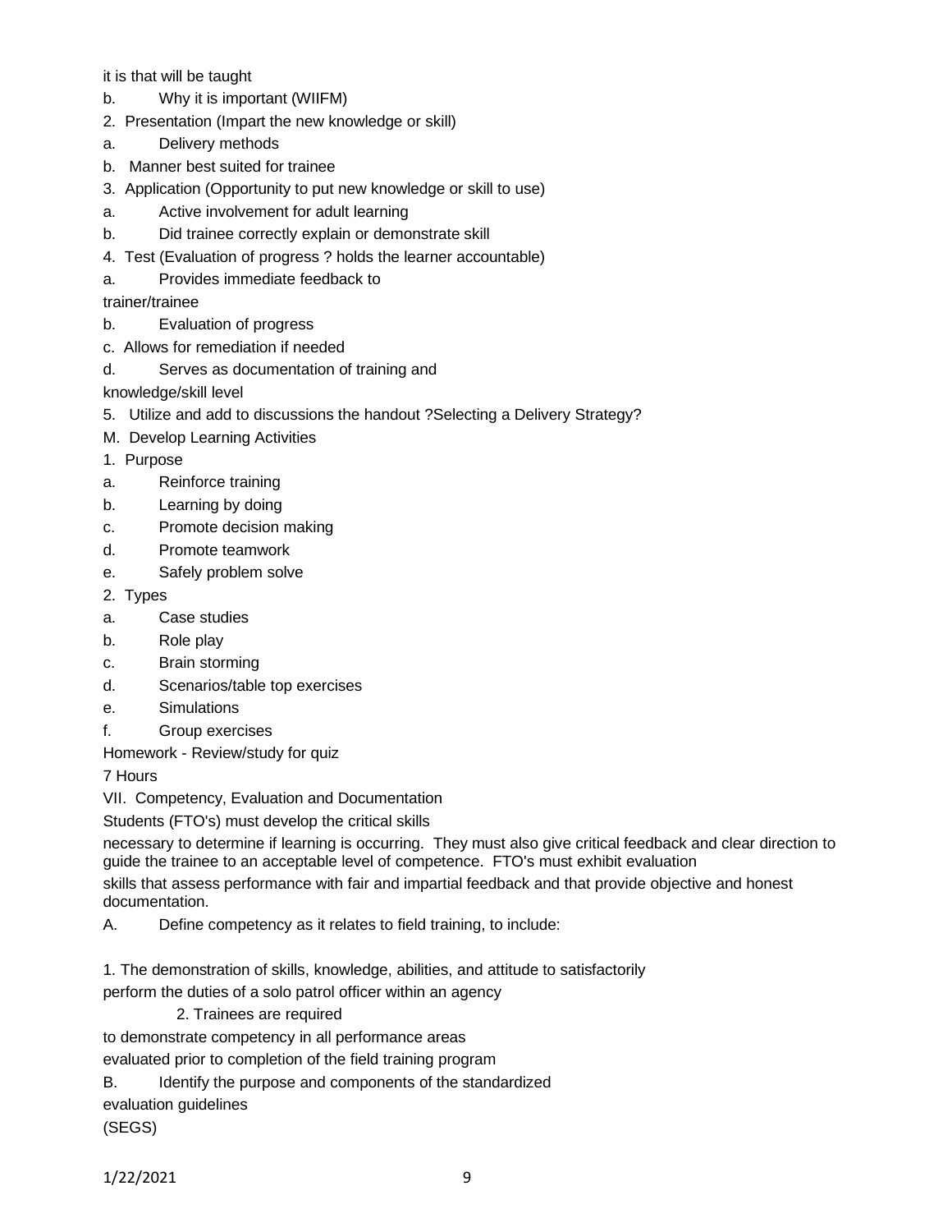it is that will be taught

b. Why it is important (WIIFM)

2. Presentation (Impart the new knowledge or skill)

a. Delivery methods

b. Manner best suited for trainee

3. Application (Opportunity to put new knowledge or skill to use)

a. Active involvement for adult learning

b. Did trainee correctly explain or demonstrate skill

4. Test (Evaluation of progress ? holds the learner accountable)

a. Provides immediate feedback to trainer/trainee

b. Evaluation of progress

c. Allows for remediation if needed

d. Serves as documentation of training and knowledge/skill level

5. Utilize and add to discussions the handout ?Selecting a Delivery Strategy?

M. Develop Learning Activities

1. Purpose

a. Reinforce training

b. Learning by doing

c. Promote decision making

d. Promote teamwork

e. Safely problem solve

2. Types

a. Case studies

b. Role play

c. Brain storming

d. Scenarios/table top exercises

e. Simulations

f. Group exercises

Homework - Review/study for quiz

7 Hours

VII. Competency, Evaluation and Documentation

Students (FTO's) must develop the critical skills necessary to determine if learning is occurring. They must also give critical feedback and clear direction to guide the trainee to an acceptable level of competence. FTO's must exhibit evaluation skills that assess performance with fair and impartial feedback and that provide objective and honest documentation.

A. Define competency as it relates to field training, to include:

1. The demonstration of skills, knowledge, abilities, and attitude to satisfactorily perform the duties of a solo patrol officer within an agency

2. Trainees are required to demonstrate competency in all performance areas evaluated prior to completion of the field training program

B. Identify the purpose and components of the standardized evaluation guidelines (SEGS)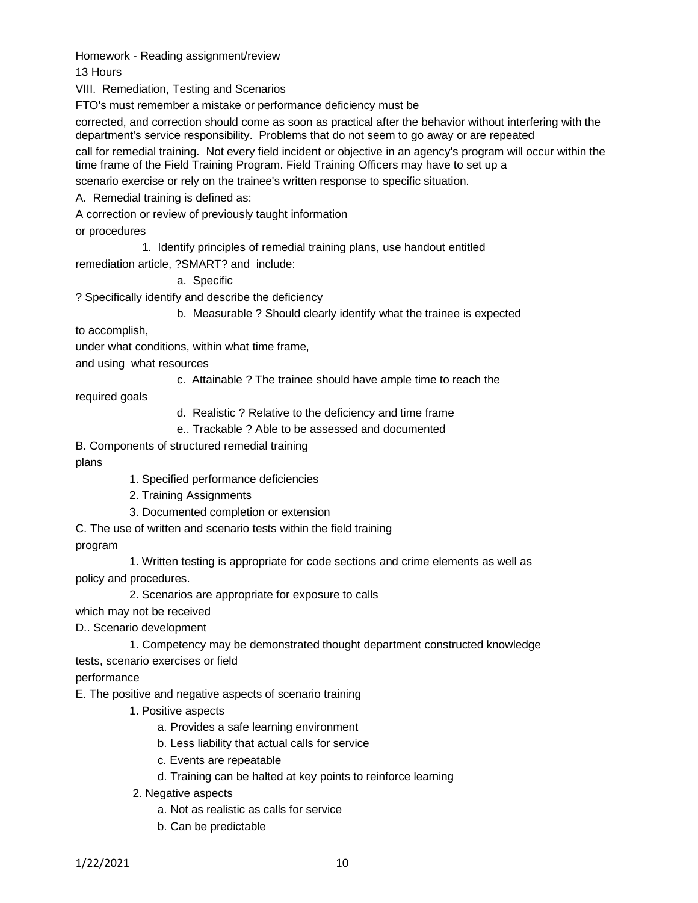Homework - Reading assignment/review

13 Hours

VIII. Remediation, Testing and Scenarios

FTO's must remember a mistake or performance deficiency must be corrected, and correction should come as soon as practical after the behavior without interfering with the department's service responsibility. Problems that do not seem to go away or are repeated call for remedial training. Not every field incident or objective in an agency's program will occur within the time frame of the Field Training Program. Field Training Officers may have to set up a scenario exercise or rely on the trainee's written response to specific situation.

A. Remedial training is defined as:

A correction or review of previously taught information or procedures

1. Identify principles of remedial training plans, use handout entitled remediation article, ?SMART? and include:

   a. Specific ? Specifically identify and describe the deficiency

   b. Measurable ? Should clearly identify what the trainee is expected to accomplish, under what conditions, within what time frame, and using what resources

   c. Attainable ? The trainee should have ample time to reach the required goals

   d. Realistic ? Relative to the deficiency and time frame

   e.. Trackable ? Able to be assessed and documented

B. Components of structured remedial training plans

1. Specified performance deficiencies
2. Training Assignments
3. Documented completion or extension

C. The use of written and scenario tests within the field training program

1. Written testing is appropriate for code sections and crime elements as well as policy and procedures.
2. Scenarios are appropriate for exposure to calls which may not be received

D.. Scenario development

1. Competency may be demonstrated thought department constructed knowledge tests, scenario exercises or field performance

E. The positive and negative aspects of scenario training

1. Positive aspects
   a. Provides a safe learning environment
   b. Less liability that actual calls for service
   c. Events are repeatable
   d. Training can be halted at key points to reinforce learning
2. Negative aspects
   a. Not as realistic as calls for service
   b. Can be predictable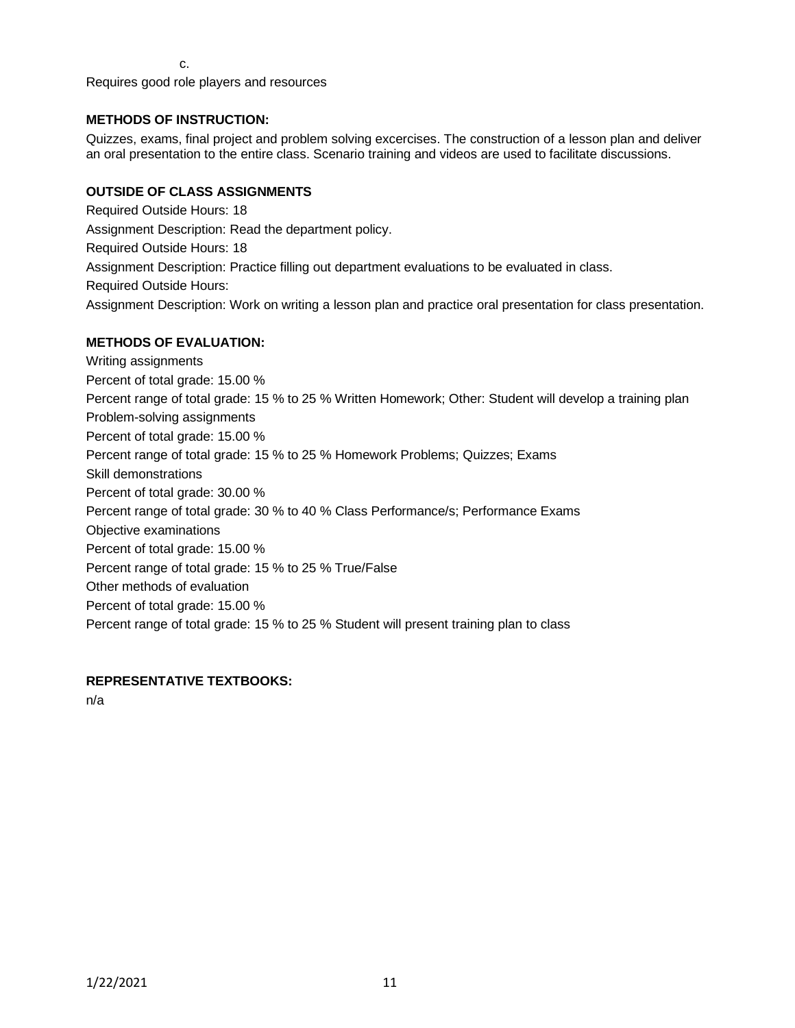c.

Requires good role players and resources

**METHODS OF INSTRUCTION:**

Quizzes, exams, final project and problem solving excercises. The construction of a lesson plan and deliver an oral presentation to the entire class. Scenario training and videos are used to facilitate discussions.

**OUTSIDE OF CLASS ASSIGNMENTS**

Required Outside Hours: 18

Assignment Description: Read the department policy.

Required Outside Hours: 18

Assignment Description: Practice filling out department evaluations to be evaluated in class.

Required Outside Hours:

Assignment Description: Work on writing a lesson plan and practice oral presentation for class presentation.

**METHODS OF EVALUATION:**

Writing assignments

Percent of total grade: 15.00 %

Percent range of total grade: 15 % to 25 % Written Homework; Other: Student will develop a training plan

Problem-solving assignments

Percent of total grade: 15.00 %

Percent range of total grade: 15 % to 25 % Homework Problems; Quizzes; Exams

Skill demonstrations

Percent of total grade: 30.00 %

Percent range of total grade: 30 % to 40 % Class Performance/s; Performance Exams

Objective examinations

Percent of total grade: 15.00 %

Percent range of total grade: 15 % to 25 % True/False

Other methods of evaluation

Percent of total grade: 15.00 %

Percent range of total grade: 15 % to 25 % Student will present training plan to class

**REPRESENTATIVE TEXTBOOKS:**

n/a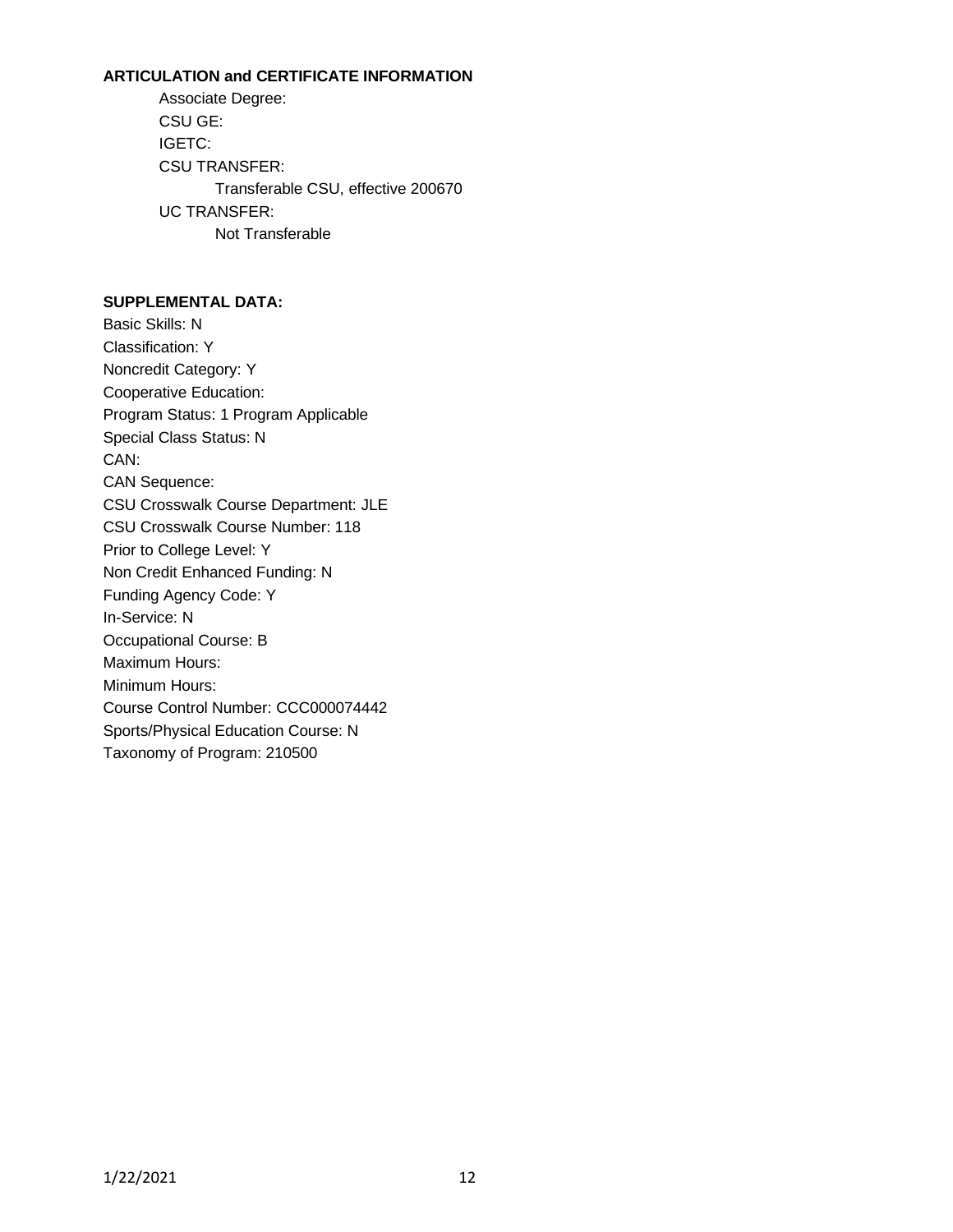**ARTICULATION and CERTIFICATE INFORMATION**

Associate Degree:
CSU GE:
IGETC:
CSU TRANSFER:
    Transferable CSU, effective 200670
UC TRANSFER:
    Not Transferable

**SUPPLEMENTAL DATA:**

Basic Skills: N
Classification: Y
Noncredit Category: Y
Cooperative Education:
Program Status: 1 Program Applicable
Special Class Status: N
CAN:
CAN Sequence:
CSU Crosswalk Course Department: JLE
CSU Crosswalk Course Number: 118
Prior to College Level: Y
Non Credit Enhanced Funding: N
Funding Agency Code: Y
In-Service: N
Occupational Course: B
Maximum Hours:
Minimum Hours:
Course Control Number: CCC000074442
Sports/Physical Education Course: N
Taxonomy of Program: 210500